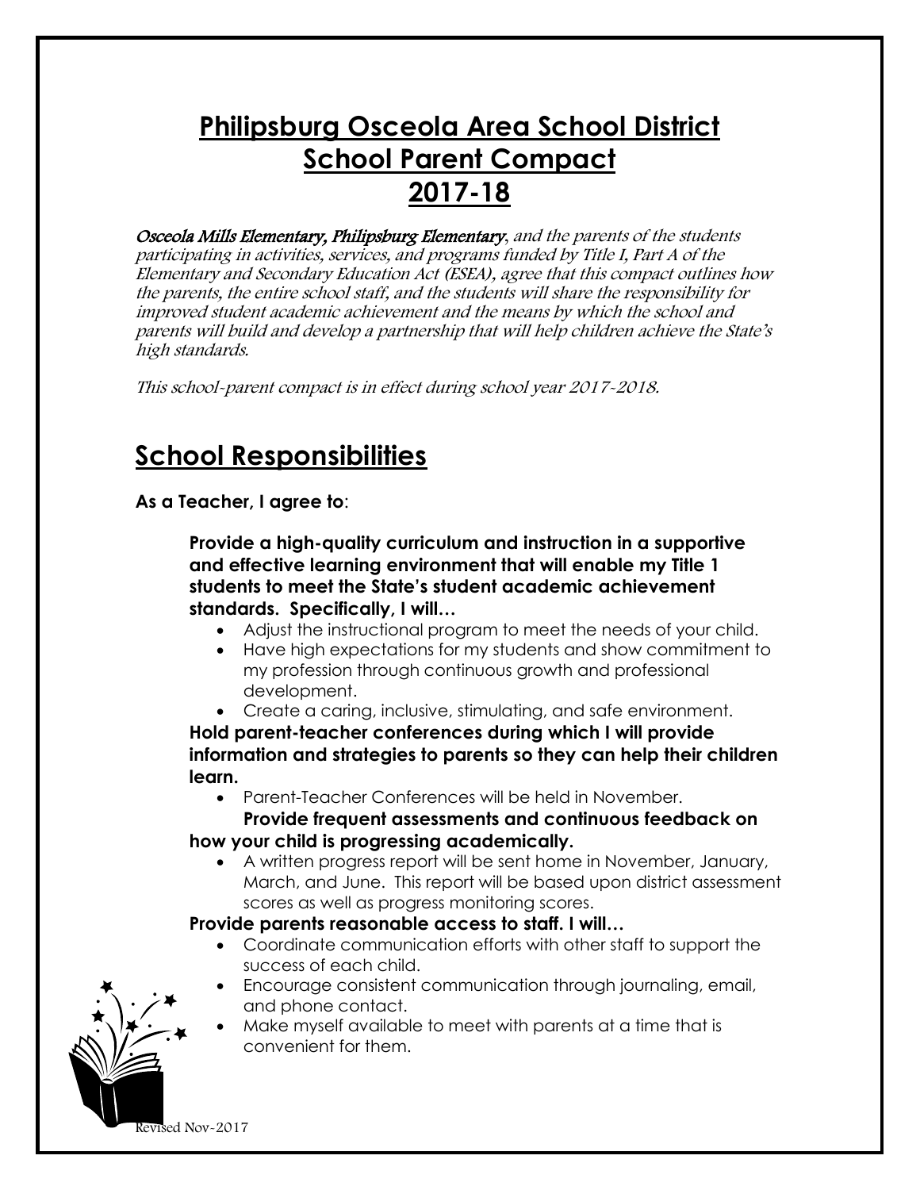# Philipsburg Osceola Area School District
# School Parent Compact
# 2017-18

*Osceola Mills Elementary, Philipsburg Elementary, and the parents of the students participating in activities, services, and programs funded by Title I, Part A of the Elementary and Secondary Education Act (ESEA), agree that this compact outlines how the parents, the entire school staff, and the students will share the responsibility for improved student academic achievement and the means by which the school and parents will build and develop a partnership that will help children achieve the State's high standards.*

*This school-parent compact is in effect during school year 2017-2018.*

## School Responsibilities

**As a Teacher, I agree to**:

**Provide a high-quality curriculum and instruction in a supportive and effective learning environment that will enable my Title 1 students to meet the State's student academic achievement standards. Specifically, I will…**

- Adjust the instructional program to meet the needs of your child.
- Have high expectations for my students and show commitment to my profession through continuous growth and professional development.
- Create a caring, inclusive, stimulating, and safe environment.

**Hold parent-teacher conferences during which I will provide information and strategies to parents so they can help their children learn.**

- Parent-Teacher Conferences will be held in November.

**Provide frequent assessments and continuous feedback on how your child is progressing academically.**

- A written progress report will be sent home in November, January, March, and June. This report will be based upon district assessment scores as well as progress monitoring scores.

**Provide parents reasonable access to staff. I will…**

- Coordinate communication efforts with other staff to support the success of each child.
- Encourage consistent communication through journaling, email, and phone contact.
- Make myself available to meet with parents at a time that is convenient for them.

Revised Nov-2017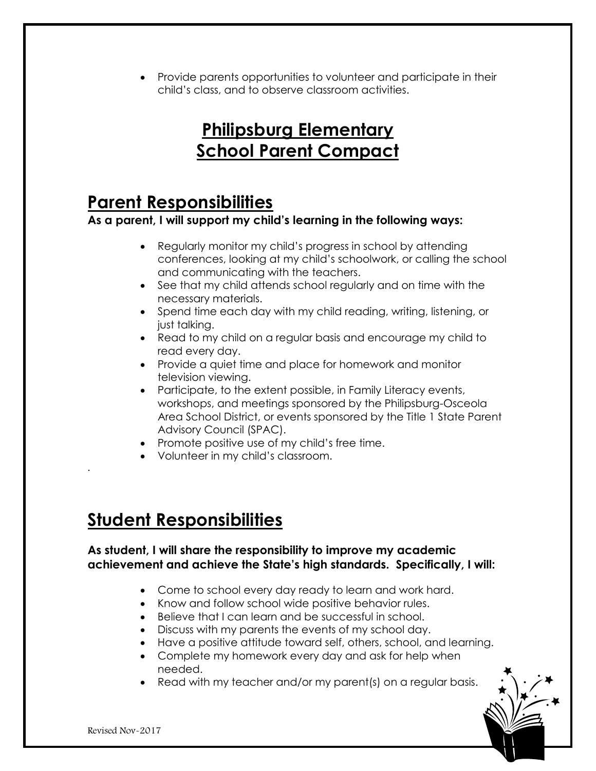- Provide parents opportunities to volunteer and participate in their child's class, and to observe classroom activities.

# Philipsburg Elementary School Parent Compact

## Parent Responsibilities

**As a parent, I will support my child's learning in the following ways:**

- Regularly monitor my child's progress in school by attending conferences, looking at my child's schoolwork, or calling the school and communicating with the teachers.
- See that my child attends school regularly and on time with the necessary materials.
- Spend time each day with my child reading, writing, listening, or just talking.
- Read to my child on a regular basis and encourage my child to read every day.
- Provide a quiet time and place for homework and monitor television viewing.
- Participate, to the extent possible, in Family Literacy events, workshops, and meetings sponsored by the Philipsburg-Osceola Area School District, or events sponsored by the Title 1 State Parent Advisory Council (SPAC).
- Promote positive use of my child's free time.
- Volunteer in my child's classroom.

## Student Responsibilities

**As student, I will share the responsibility to improve my academic achievement and achieve the State's high standards. Specifically, I will:**

- Come to school every day ready to learn and work hard.
- Know and follow school wide positive behavior rules.
- Believe that I can learn and be successful in school.
- Discuss with my parents the events of my school day.
- Have a positive attitude toward self, others, school, and learning.
- Complete my homework every day and ask for help when needed.
- Read with my teacher and/or my parent(s) on a regular basis.

Revised Nov-2017